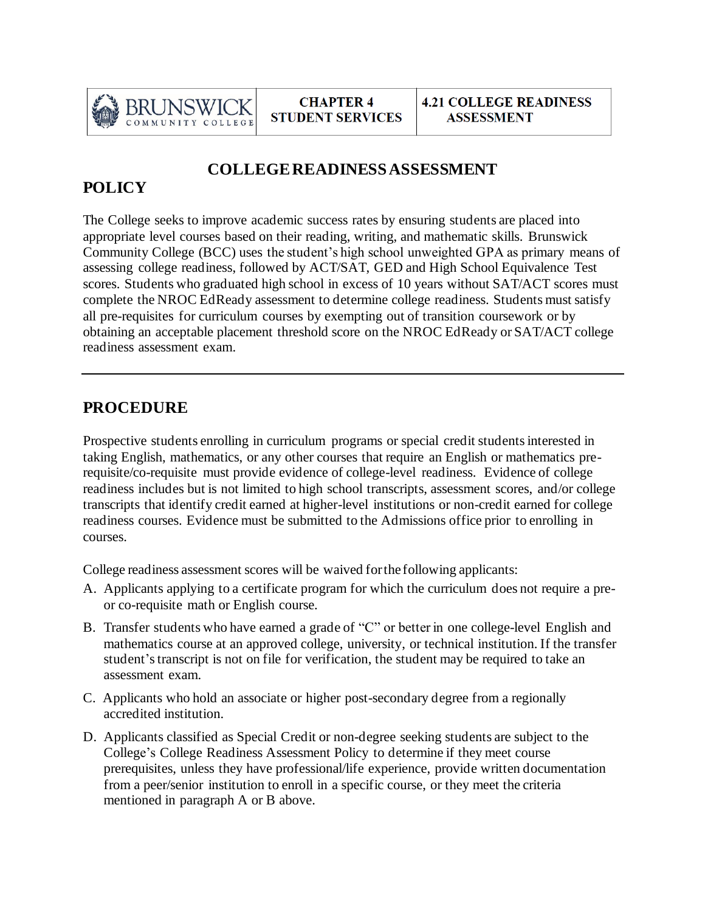# COLLEGE READINESS ASSESSMENT

## POLICY

The College seeks to improve academic success rates by ensuring students are placed into appropriate level courses based on their reading, writing, and mathematic skills. Brunswick Community College (BCC) uses the student's high school unweighted GPA as primary means of assessing college readiness, followed by ACT/SAT, GED and High School Equivalence Test scores. Students who graduated high school in excess of 10 years without SAT/ACT scores must complete the NROC EdReady assessment to determine college readiness. Students must satisfy all pre-requisites for curriculum courses by exempting out of transition coursework or by obtaining an acceptable placement threshold score on the NROC EdReady or SAT/ACT college readiness assessment exam.

---

## PROCEDURE

Prospective students enrolling in curriculum programs or special credit students interested in taking English, mathematics, or any other courses that require an English or mathematics pre-requisite/co-requisite must provide evidence of college-level readiness. Evidence of college readiness includes but is not limited to high school transcripts, assessment scores, and/or college transcripts that identify credit earned at higher-level institutions or non-credit earned for college readiness courses. Evidence must be submitted to the Admissions office prior to enrolling in courses.

College readiness assessment scores will be waived for the following applicants:

A. Applicants applying to a certificate program for which the curriculum does not require a pre- or co-requisite math or English course.

B. Transfer students who have earned a grade of "C" or better in one college-level English and mathematics course at an approved college, university, or technical institution. If the transfer student's transcript is not on file for verification, the student may be required to take an assessment exam.

C. Applicants who hold an associate or higher post-secondary degree from a regionally accredited institution.

D. Applicants classified as Special Credit or non-degree seeking students are subject to the College's College Readiness Assessment Policy to determine if they meet course prerequisites, unless they have professional/life experience, provide written documentation from a peer/senior institution to enroll in a specific course, or they meet the criteria mentioned in paragraph A or B above.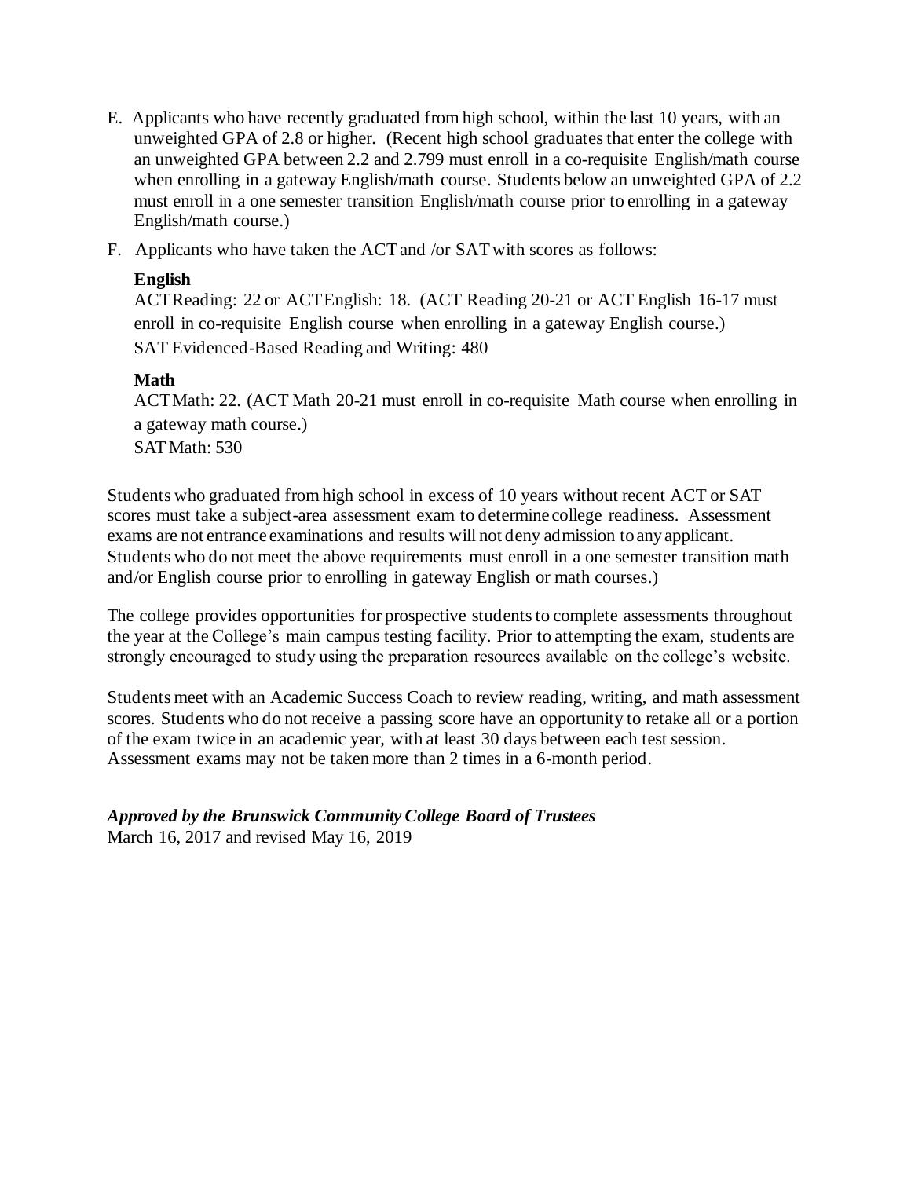E. Applicants who have recently graduated from high school, within the last 10 years, with an unweighted GPA of 2.8 or higher. (Recent high school graduates that enter the college with an unweighted GPA between 2.2 and 2.799 must enroll in a co-requisite English/math course when enrolling in a gateway English/math course. Students below an unweighted GPA of 2.2 must enroll in a one semester transition English/math course prior to enrolling in a gateway English/math course.)

F. Applicants who have taken the ACT and /or SAT with scores as follows:

**English**

ACT Reading: 22 or ACT English: 18. (ACT Reading 20-21 or ACT English 16-17 must enroll in co-requisite English course when enrolling in a gateway English course.)
SAT Evidenced-Based Reading and Writing: 480

**Math**

ACT Math: 22. (ACT Math 20-21 must enroll in co-requisite Math course when enrolling in a gateway math course.)
SAT Math: 530

Students who graduated from high school in excess of 10 years without recent ACT or SAT scores must take a subject-area assessment exam to determine college readiness. Assessment exams are not entrance examinations and results will not deny admission to any applicant. Students who do not meet the above requirements must enroll in a one semester transition math and/or English course prior to enrolling in gateway English or math courses.)

The college provides opportunities for prospective students to complete assessments throughout the year at the College's main campus testing facility. Prior to attempting the exam, students are strongly encouraged to study using the preparation resources available on the college's website.

Students meet with an Academic Success Coach to review reading, writing, and math assessment scores. Students who do not receive a passing score have an opportunity to retake all or a portion of the exam twice in an academic year, with at least 30 days between each test session. Assessment exams may not be taken more than 2 times in a 6-month period.

***Approved by the Brunswick Community College Board of Trustees***
March 16, 2017 and revised May 16, 2019